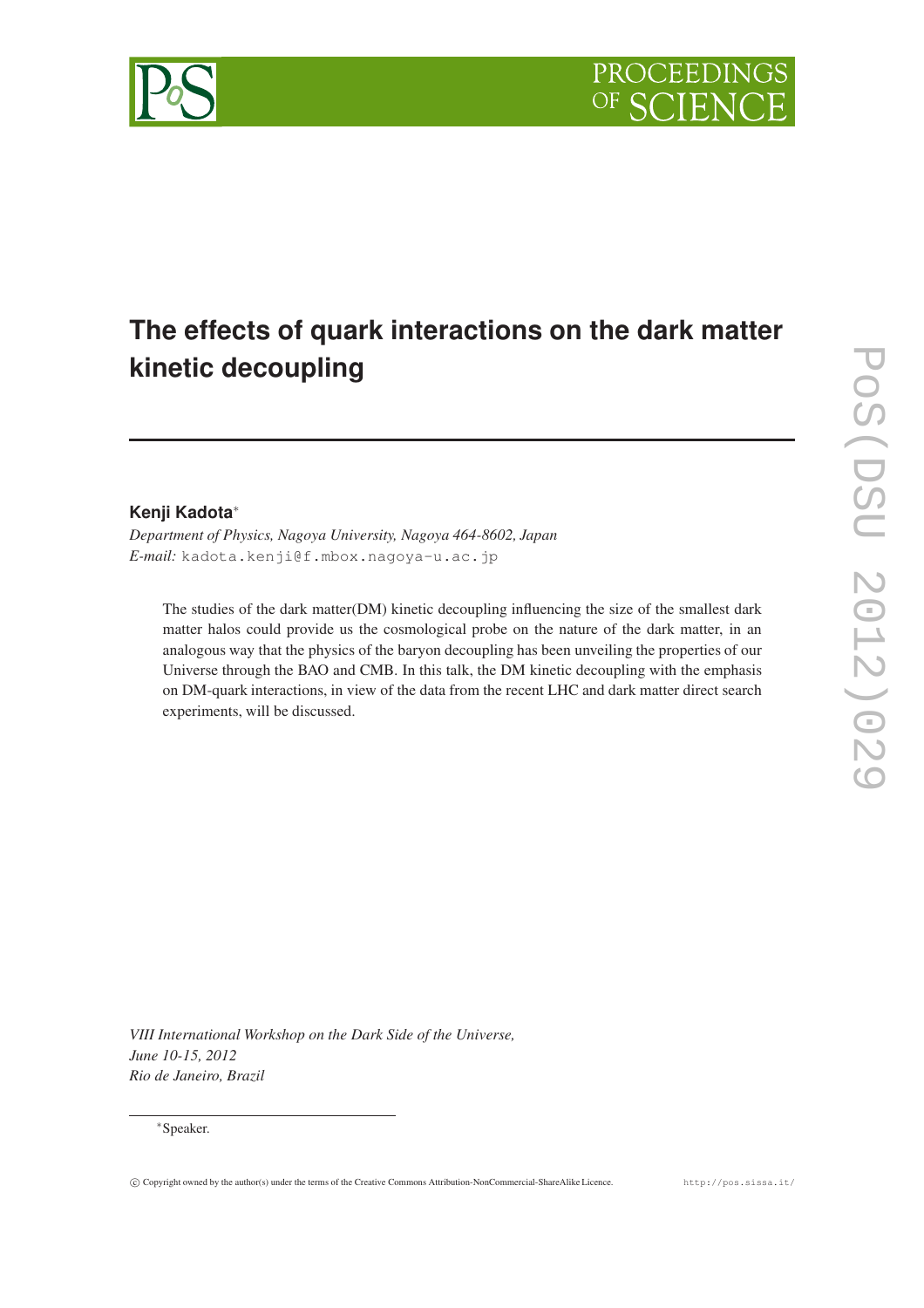# The effects of quark interactions on the dark matter kinetic decoupling

**Kenji Kadota**[*]

*Department of Physics, Nagoya University, Nagoya 464-8602, Japan*
*E-mail:* kadota.kenji@f.mbox.nagoya-u.ac.jp

The studies of the dark matter(DM) kinetic decoupling influencing the size of the smallest dark matter halos could provide us the cosmological probe on the nature of the dark matter, in an analogous way that the physics of the baryon decoupling has been unveiling the properties of our Universe through the BAO and CMB. In this talk, the DM kinetic decoupling with the emphasis on DM-quark interactions, in view of the data from the recent LHC and dark matter direct search experiments, will be discussed.

*VIII International Workshop on the Dark Side of the Universe,*
*June 10-15, 2012*
*Rio de Janeiro, Brazil*

[*]Speaker.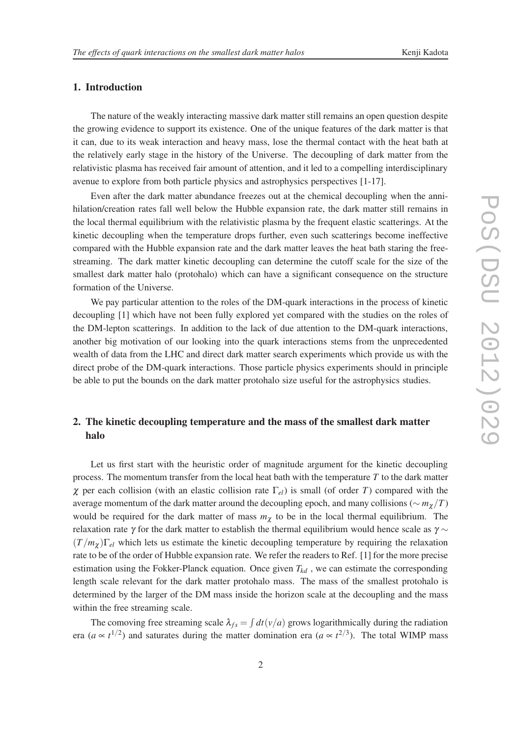## 1. Introduction

The nature of the weakly interacting massive dark matter still remains an open question despite the growing evidence to support its existence. One of the unique features of the dark matter is that it can, due to its weak interaction and heavy mass, lose the thermal contact with the heat bath at the relatively early stage in the history of the Universe. The decoupling of dark matter from the relativistic plasma has received fair amount of attention, and it led to a compelling interdisciplinary avenue to explore from both particle physics and astrophysics perspectives [1-17].

Even after the dark matter abundance freezes out at the chemical decoupling when the annihilation/creation rates fall well below the Hubble expansion rate, the dark matter still remains in the local thermal equilibrium with the relativistic plasma by the frequent elastic scatterings. At the kinetic decoupling when the temperature drops further, even such scatterings become ineffective compared with the Hubble expansion rate and the dark matter leaves the heat bath staring the free-streaming. The dark matter kinetic decoupling can determine the cutoff scale for the size of the smallest dark matter halo (protohalo) which can have a significant consequence on the structure formation of the Universe.

We pay particular attention to the roles of the DM-quark interactions in the process of kinetic decoupling [1] which have not been fully explored yet compared with the studies on the roles of the DM-lepton scatterings. In addition to the lack of due attention to the DM-quark interactions, another big motivation of our looking into the quark interactions stems from the unprecedented wealth of data from the LHC and direct dark matter search experiments which provide us with the direct probe of the DM-quark interactions. Those particle physics experiments should in principle be able to put the bounds on the dark matter protohalo size useful for the astrophysics studies.

## 2. The kinetic decoupling temperature and the mass of the smallest dark matter halo

Let us first start with the heuristic order of magnitude argument for the kinetic decoupling process. The momentum transfer from the local heat bath with the temperature $T$ to the dark matter $\chi$ per each collision (with an elastic collision rate $\Gamma_{el}$) is small (of order $T$) compared with the average momentum of the dark matter around the decoupling epoch, and many collisions ($\sim m_\chi/T$) would be required for the dark matter of mass $m_\chi$ to be in the local thermal equilibrium. The relaxation rate $\gamma$ for the dark matter to establish the thermal equilibrium would hence scale as $\gamma \sim (T/m_\chi)\Gamma_{el}$ which lets us estimate the kinetic decoupling temperature by requiring the relaxation rate to be of the order of Hubble expansion rate. We refer the readers to Ref. [1] for the more precise estimation using the Fokker-Planck equation. Once given $T_{kd}$ , we can estimate the corresponding length scale relevant for the dark matter protohalo mass. The mass of the smallest protohalo is determined by the larger of the DM mass inside the horizon scale at the decoupling and the mass within the free streaming scale.

The comoving free streaming scale $\lambda_{fs} = \int dt(v/a)$ grows logarithmically during the radiation era ($a \propto t^{1/2}$) and saturates during the matter domination era ($a \propto t^{2/3}$). The total WIMP mass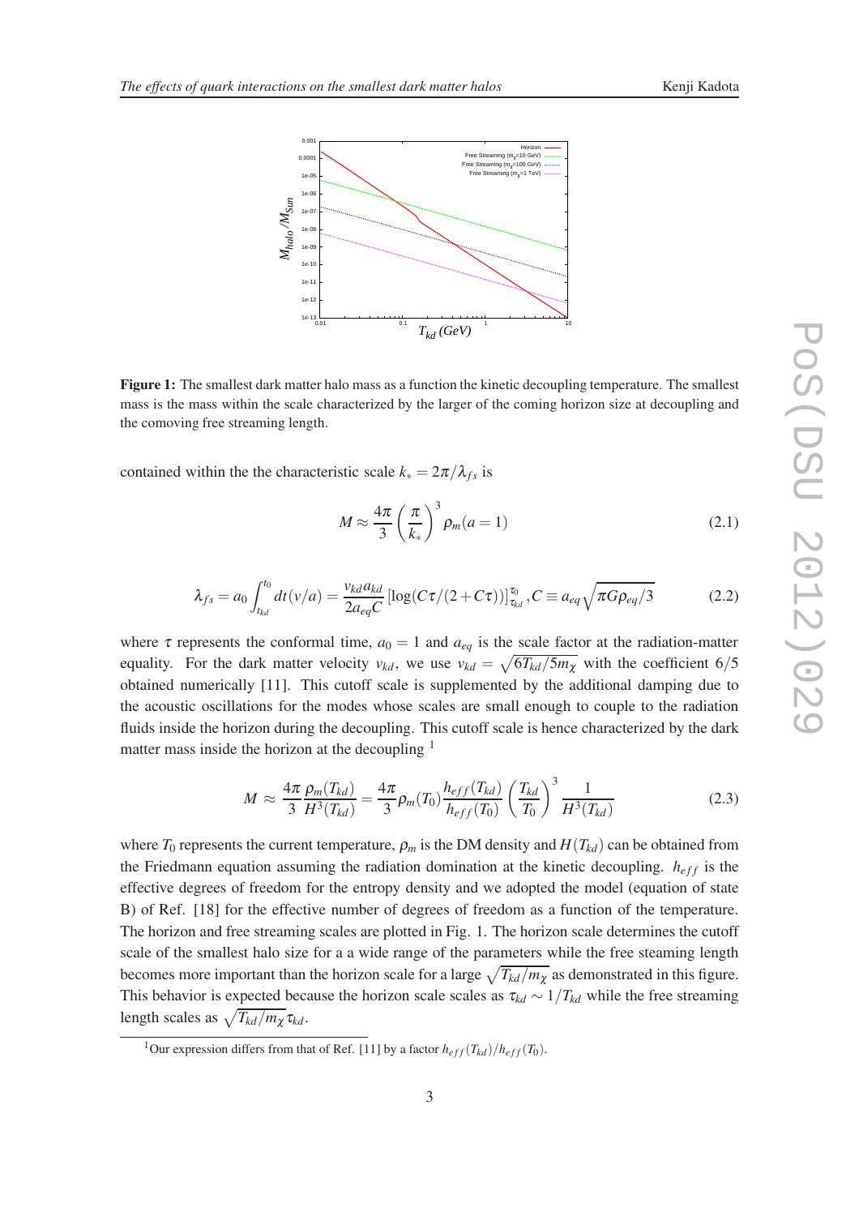**Figure 1:** The smallest dark matter halo mass as a function the kinetic decoupling temperature. The smallest mass is the mass within the scale characterized by the larger of the coming horizon size at decoupling and the comoving free streaming length.

contained within the the characteristic scale $k_* = 2\pi/\lambda_{fs}$ is

$$M \approx \frac{4\pi}{3}\left(\frac{\pi}{k_*}\right)^3 \rho_m(a=1) \tag{2.1}$$

$$\lambda_{fs} = a_0 \int_{t_{kd}}^{t_0} dt(v/a) = \frac{v_{kd} a_{kd}}{2 a_{eq} C}\left[\log(C\tau/(2+C\tau))\right]_{\tau_{kd}}^{\tau_0}, C \equiv a_{eq}\sqrt{\pi G \rho_{eq}/3} \tag{2.2}$$

where $\tau$ represents the conformal time, $a_0 = 1$ and $a_{eq}$ is the scale factor at the radiation-matter equality. For the dark matter velocity $v_{kd}$, we use $v_{kd} = \sqrt{6T_{kd}/5m_\chi}$ with the coefficient $6/5$ obtained numerically [11]. This cutoff scale is supplemented by the additional damping due to the acoustic oscillations for the modes whose scales are small enough to couple to the radiation fluids inside the horizon during the decoupling. This cutoff scale is hence characterized by the dark matter mass inside the horizon at the decoupling [1]

$$M \approx \frac{4\pi}{3}\frac{\rho_m(T_{kd})}{H^3(T_{kd})} = \frac{4\pi}{3}\rho_m(T_0)\frac{h_{eff}(T_{kd})}{h_{eff}(T_0)}\left(\frac{T_{kd}}{T_0}\right)^3 \frac{1}{H^3(T_{kd})} \tag{2.3}$$

where $T_0$ represents the current temperature, $\rho_m$ is the DM density and $H(T_{kd})$ can be obtained from the Friedmann equation assuming the radiation domination at the kinetic decoupling. $h_{eff}$ is the effective degrees of freedom for the entropy density and we adopted the model (equation of state B) of Ref. [18] for the effective number of degrees of freedom as a function of the temperature. The horizon and free streaming scales are plotted in Fig. 1. The horizon scale determines the cutoff scale of the smallest halo size for a a wide range of the parameters while the free steaming length becomes more important than the horizon scale for a large $\sqrt{T_{kd}/m_\chi}$ as demonstrated in this figure. This behavior is expected because the horizon scale scales as $\tau_{kd} \sim 1/T_{kd}$ while the free streaming length scales as $\sqrt{T_{kd}/m_\chi}\tau_{kd}$.

[1] Our expression differs from that of Ref. [11] by a factor $h_{eff}(T_{kd})/h_{eff}(T_0)$.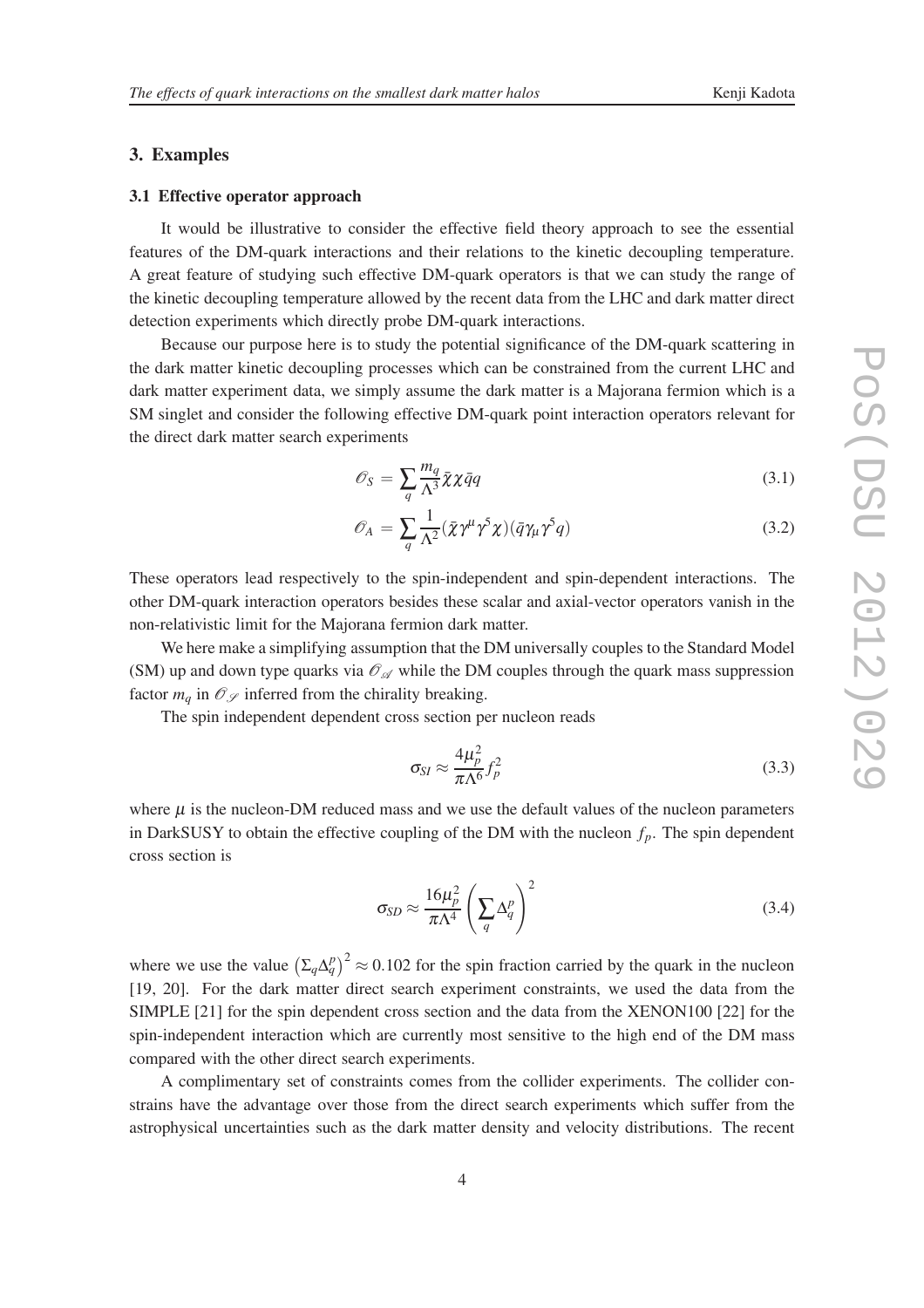## 3. Examples

### 3.1 Effective operator approach

It would be illustrative to consider the effective field theory approach to see the essential features of the DM-quark interactions and their relations to the kinetic decoupling temperature. A great feature of studying such effective DM-quark operators is that we can study the range of the kinetic decoupling temperature allowed by the recent data from the LHC and dark matter direct detection experiments which directly probe DM-quark interactions.

Because our purpose here is to study the potential significance of the DM-quark scattering in the dark matter kinetic decoupling processes which can be constrained from the current LHC and dark matter experiment data, we simply assume the dark matter is a Majorana fermion which is a SM singlet and consider the following effective DM-quark point interaction operators relevant for the direct dark matter search experiments

$$\mathscr{O}_S = \sum_q \frac{m_q}{\Lambda^3} \bar{\chi}\chi\bar{q}q \tag{3.1}$$

$$\mathscr{O}_A = \sum_q \frac{1}{\Lambda^2} (\bar{\chi}\gamma^\mu\gamma^5\chi)(\bar{q}\gamma_\mu\gamma^5 q) \tag{3.2}$$

These operators lead respectively to the spin-independent and spin-dependent interactions. The other DM-quark interaction operators besides these scalar and axial-vector operators vanish in the non-relativistic limit for the Majorana fermion dark matter.

We here make a simplifying assumption that the DM universally couples to the Standard Model (SM) up and down type quarks via $\mathscr{O}_\mathscr{A}$ while the DM couples through the quark mass suppression factor $m_q$ in $\mathscr{O}_\mathscr{S}$ inferred from the chirality breaking.

The spin independent dependent cross section per nucleon reads

$$\sigma_{SI} \approx \frac{4\mu_p^2}{\pi\Lambda^6} f_p^2 \tag{3.3}$$

where $\mu$ is the nucleon-DM reduced mass and we use the default values of the nucleon parameters in DarkSUSY to obtain the effective coupling of the DM with the nucleon $f_p$. The spin dependent cross section is

$$\sigma_{SD} \approx \frac{16\mu_p^2}{\pi\Lambda^4} \left(\sum_q \Delta_q^p\right)^2 \tag{3.4}$$

where we use the value $\left(\Sigma_q \Delta_q^p\right)^2 \approx 0.102$ for the spin fraction carried by the quark in the nucleon [19, 20]. For the dark matter direct search experiment constraints, we used the data from the SIMPLE [21] for the spin dependent cross section and the data from the XENON100 [22] for the spin-independent interaction which are currently most sensitive to the high end of the DM mass compared with the other direct search experiments.

A complimentary set of constraints comes from the collider experiments. The collider constrains have the advantage over those from the direct search experiments which suffer from the astrophysical uncertainties such as the dark matter density and velocity distributions. The recent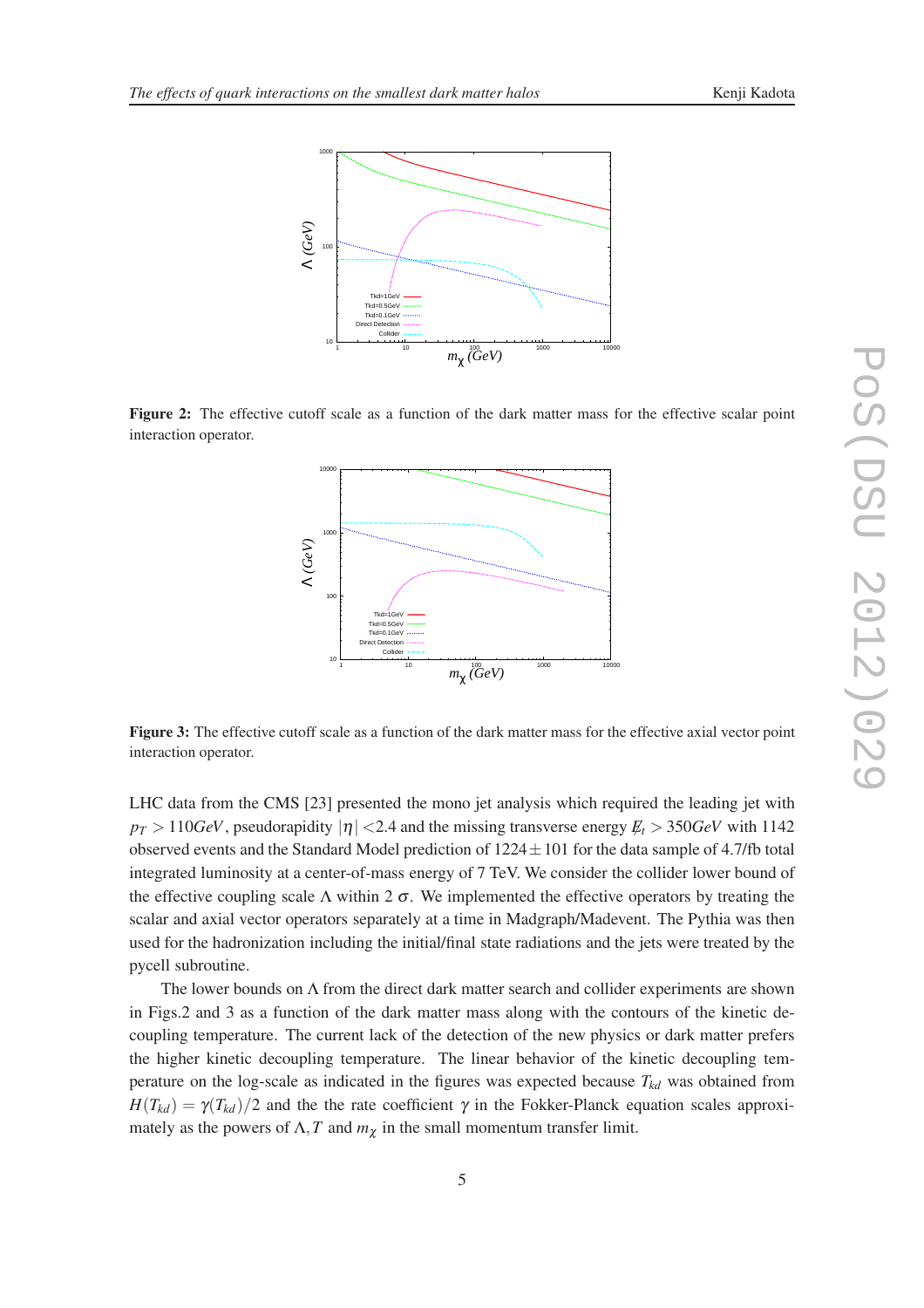**Figure 2:** The effective cutoff scale as a function of the dark matter mass for the effective scalar point interaction operator.

**Figure 3:** The effective cutoff scale as a function of the dark matter mass for the effective axial vector point interaction operator.

LHC data from the CMS [23] presented the mono jet analysis which required the leading jet with $p_T > 110 GeV$, pseudorapidity $|\eta| < 2.4$ and the missing transverse energy $\not{E}_t > 350 GeV$ with 1142 observed events and the Standard Model prediction of $1224 \pm 101$ for the data sample of 4.7/fb total integrated luminosity at a center-of-mass energy of 7 TeV. We consider the collider lower bound of the effective coupling scale $\Lambda$ within $2\,\sigma$. We implemented the effective operators by treating the scalar and axial vector operators separately at a time in Madgraph/Madevent. The Pythia was then used for the hadronization including the initial/final state radiations and the jets were treated by the pycell subroutine.

The lower bounds on $\Lambda$ from the direct dark matter search and collider experiments are shown in Figs.2 and 3 as a function of the dark matter mass along with the contours of the kinetic decoupling temperature. The current lack of the detection of the new physics or dark matter prefers the higher kinetic decoupling temperature. The linear behavior of the kinetic decoupling temperature on the log-scale as indicated in the figures was expected because $T_{kd}$ was obtained from $H(T_{kd}) = \gamma(T_{kd})/2$ and the the rate coefficient $\gamma$ in the Fokker-Planck equation scales approximately as the powers of $\Lambda, T$ and $m_\chi$ in the small momentum transfer limit.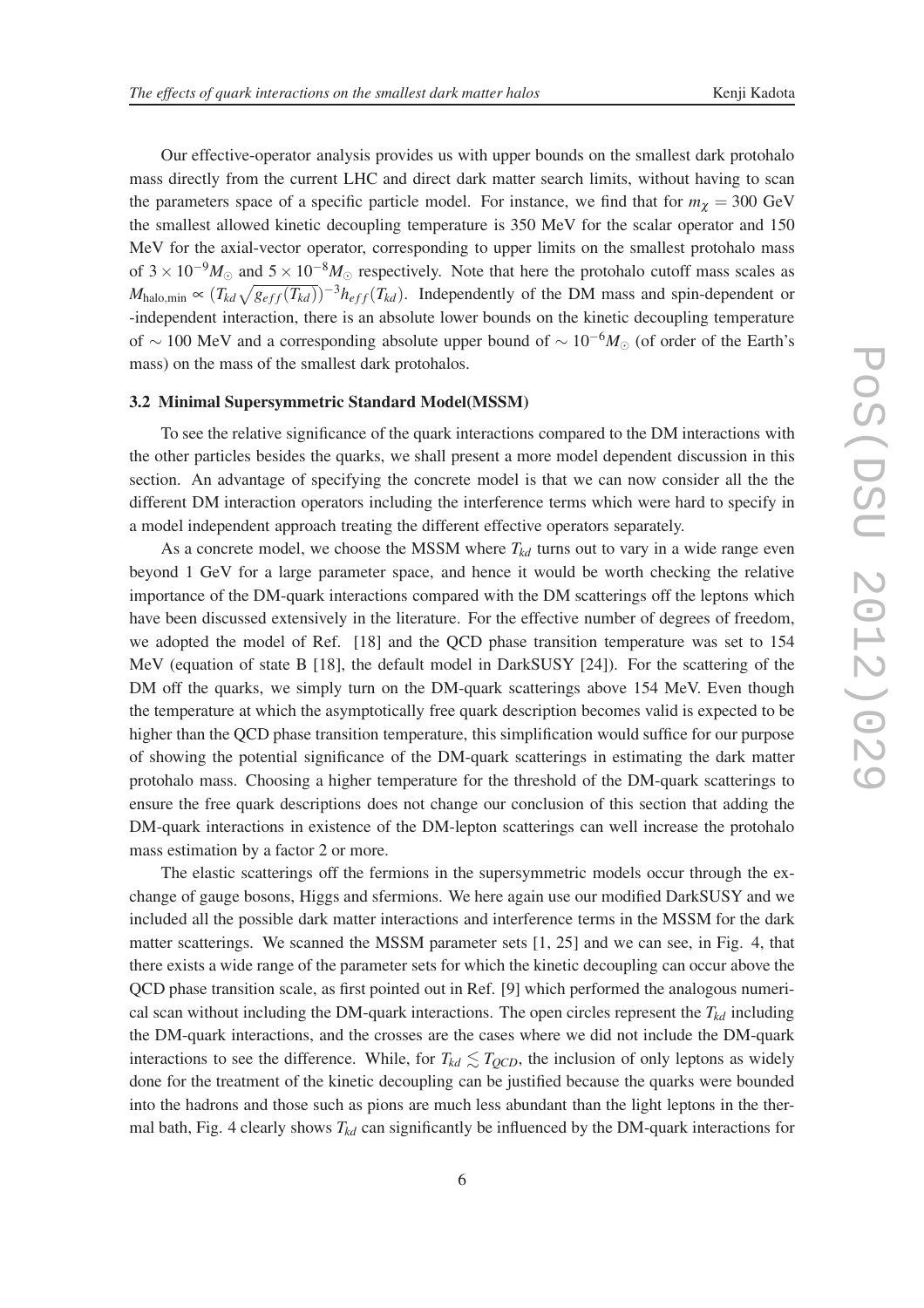Our effective-operator analysis provides us with upper bounds on the smallest dark protohalo mass directly from the current LHC and direct dark matter search limits, without having to scan the parameters space of a specific particle model. For instance, we find that for $m_\chi = 300$ GeV the smallest allowed kinetic decoupling temperature is 350 MeV for the scalar operator and 150 MeV for the axial-vector operator, corresponding to upper limits on the smallest protohalo mass of $3\times10^{-9}M_\odot$ and $5\times10^{-8}M_\odot$ respectively. Note that here the protohalo cutoff mass scales as $M_{\rm halo,min} \propto (T_{kd}\sqrt{g_{eff}(T_{kd})})^{-3}h_{eff}(T_{kd})$. Independently of the DM mass and spin-dependent or -independent interaction, there is an absolute lower bounds on the kinetic decoupling temperature of $\sim 100$ MeV and a corresponding absolute upper bound of $\sim 10^{-6}M_\odot$ (of order of the Earth's mass) on the mass of the smallest dark protohalos.

### 3.2 Minimal Supersymmetric Standard Model(MSSM)

To see the relative significance of the quark interactions compared to the DM interactions with the other particles besides the quarks, we shall present a more model dependent discussion in this section. An advantage of specifying the concrete model is that we can now consider all the the different DM interaction operators including the interference terms which were hard to specify in a model independent approach treating the different effective operators separately.

As a concrete model, we choose the MSSM where $T_{kd}$ turns out to vary in a wide range even beyond 1 GeV for a large parameter space, and hence it would be worth checking the relative importance of the DM-quark interactions compared with the DM scatterings off the leptons which have been discussed extensively in the literature. For the effective number of degrees of freedom, we adopted the model of Ref. [18] and the QCD phase transition temperature was set to 154 MeV (equation of state B [18], the default model in DarkSUSY [24]). For the scattering of the DM off the quarks, we simply turn on the DM-quark scatterings above 154 MeV. Even though the temperature at which the asymptotically free quark description becomes valid is expected to be higher than the QCD phase transition temperature, this simplification would suffice for our purpose of showing the potential significance of the DM-quark scatterings in estimating the dark matter protohalo mass. Choosing a higher temperature for the threshold of the DM-quark scatterings to ensure the free quark descriptions does not change our conclusion of this section that adding the DM-quark interactions in existence of the DM-lepton scatterings can well increase the protohalo mass estimation by a factor 2 or more.

The elastic scatterings off the fermions in the supersymmetric models occur through the exchange of gauge bosons, Higgs and sfermions. We here again use our modified DarkSUSY and we included all the possible dark matter interactions and interference terms in the MSSM for the dark matter scatterings. We scanned the MSSM parameter sets [1, 25] and we can see, in Fig. 4, that there exists a wide range of the parameter sets for which the kinetic decoupling can occur above the QCD phase transition scale, as first pointed out in Ref. [9] which performed the analogous numerical scan without including the DM-quark interactions. The open circles represent the $T_{kd}$ including the DM-quark interactions, and the crosses are the cases where we did not include the DM-quark interactions to see the difference. While, for $T_{kd} \lesssim T_{QCD}$, the inclusion of only leptons as widely done for the treatment of the kinetic decoupling can be justified because the quarks were bounded into the hadrons and those such as pions are much less abundant than the light leptons in the thermal bath, Fig. 4 clearly shows $T_{kd}$ can significantly be influenced by the DM-quark interactions for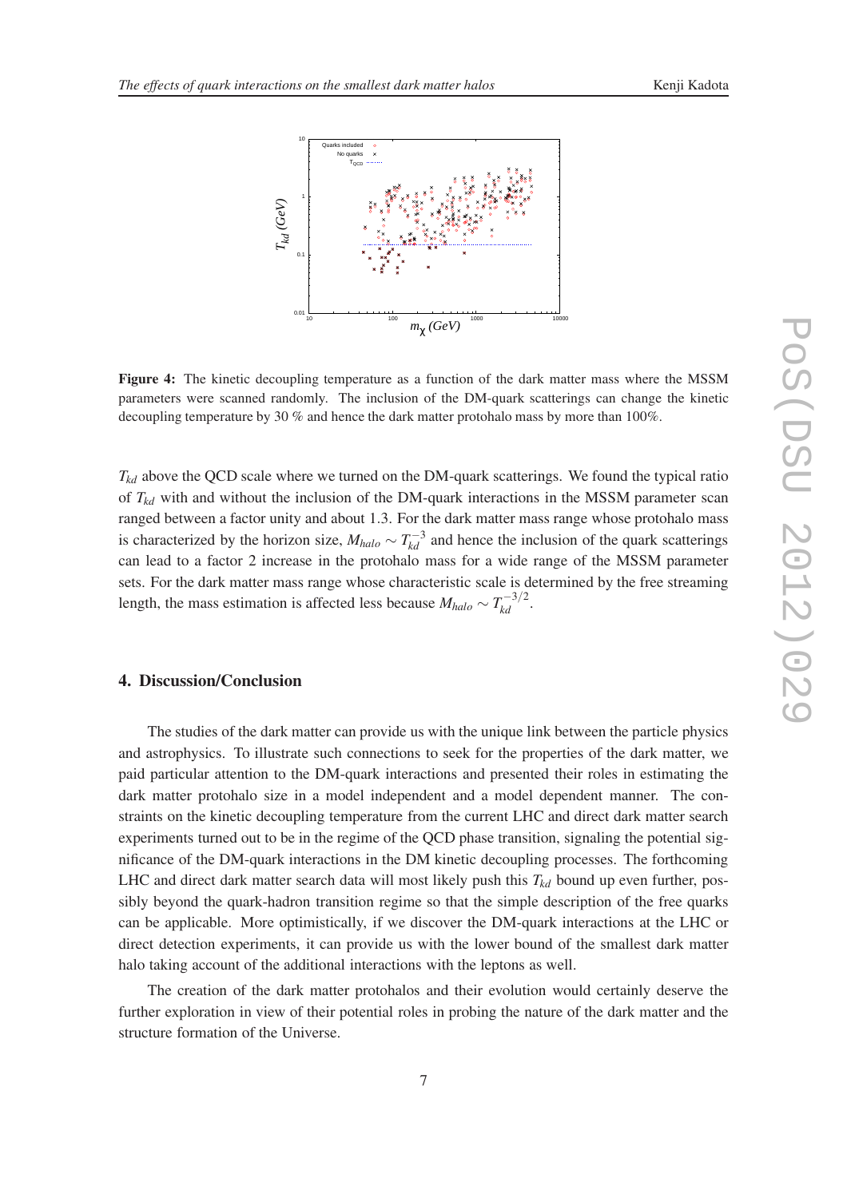**Figure 4:** The kinetic decoupling temperature as a function of the dark matter mass where the MSSM parameters were scanned randomly. The inclusion of the DM-quark scatterings can change the kinetic decoupling temperature by 30 % and hence the dark matter protohalo mass by more than 100%.

$T_{kd}$ above the QCD scale where we turned on the DM-quark scatterings. We found the typical ratio of $T_{kd}$ with and without the inclusion of the DM-quark interactions in the MSSM parameter scan ranged between a factor unity and about 1.3. For the dark matter mass range whose protohalo mass is characterized by the horizon size, $M_{halo} \sim T_{kd}^{-3}$ and hence the inclusion of the quark scatterings can lead to a factor 2 increase in the protohalo mass for a wide range of the MSSM parameter sets. For the dark matter mass range whose characteristic scale is determined by the free streaming length, the mass estimation is affected less because $M_{halo} \sim T_{kd}^{-3/2}$.

## 4. Discussion/Conclusion

The studies of the dark matter can provide us with the unique link between the particle physics and astrophysics. To illustrate such connections to seek for the properties of the dark matter, we paid particular attention to the DM-quark interactions and presented their roles in estimating the dark matter protohalo size in a model independent and a model dependent manner. The constraints on the kinetic decoupling temperature from the current LHC and direct dark matter search experiments turned out to be in the regime of the QCD phase transition, signaling the potential significance of the DM-quark interactions in the DM kinetic decoupling processes. The forthcoming LHC and direct dark matter search data will most likely push this $T_{kd}$ bound up even further, possibly beyond the quark-hadron transition regime so that the simple description of the free quarks can be applicable. More optimistically, if we discover the DM-quark interactions at the LHC or direct detection experiments, it can provide us with the lower bound of the smallest dark matter halo taking account of the additional interactions with the leptons as well.

The creation of the dark matter protohalos and their evolution would certainly deserve the further exploration in view of their potential roles in probing the nature of the dark matter and the structure formation of the Universe.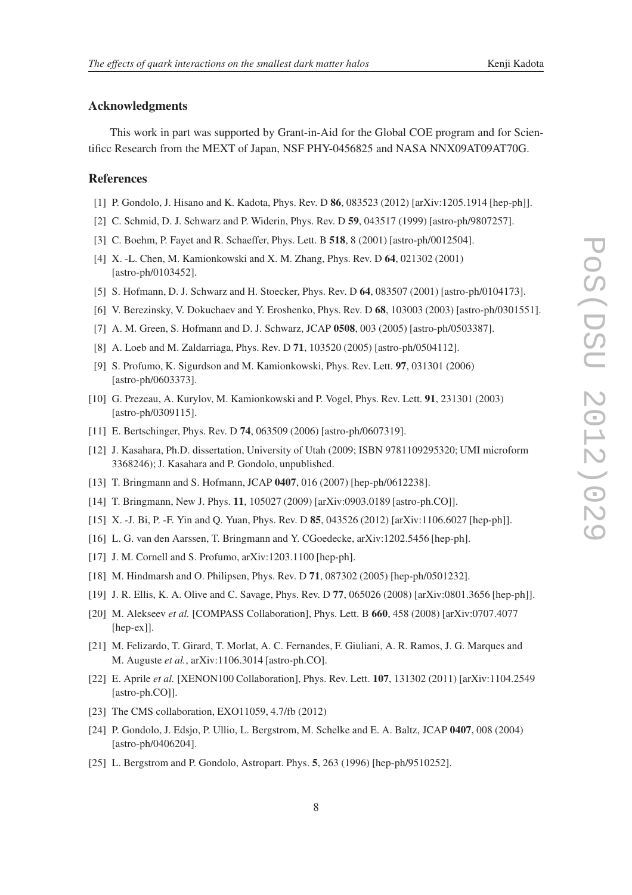## Acknowledgments

This work in part was supported by Grant-in-Aid for the Global COE program and for Scientificc Research from the MEXT of Japan, NSF PHY-0456825 and NASA NNX09AT09AT70G.

## References

[1] P. Gondolo, J. Hisano and K. Kadota, Phys. Rev. D **86**, 083523 (2012) [arXiv:1205.1914 [hep-ph]].

[2] C. Schmid, D. J. Schwarz and P. Widerin, Phys. Rev. D **59**, 043517 (1999) [astro-ph/9807257].

[3] C. Boehm, P. Fayet and R. Schaeffer, Phys. Lett. B **518**, 8 (2001) [astro-ph/0012504].

[4] X. -L. Chen, M. Kamionkowski and X. M. Zhang, Phys. Rev. D **64**, 021302 (2001) [astro-ph/0103452].

[5] S. Hofmann, D. J. Schwarz and H. Stoecker, Phys. Rev. D **64**, 083507 (2001) [astro-ph/0104173].

[6] V. Berezinsky, V. Dokuchaev and Y. Eroshenko, Phys. Rev. D **68**, 103003 (2003) [astro-ph/0301551].

[7] A. M. Green, S. Hofmann and D. J. Schwarz, JCAP **0508**, 003 (2005) [astro-ph/0503387].

[8] A. Loeb and M. Zaldarriaga, Phys. Rev. D **71**, 103520 (2005) [astro-ph/0504112].

[9] S. Profumo, K. Sigurdson and M. Kamionkowski, Phys. Rev. Lett. **97**, 031301 (2006) [astro-ph/0603373].

[10] G. Prezeau, A. Kurylov, M. Kamionkowski and P. Vogel, Phys. Rev. Lett. **91**, 231301 (2003) [astro-ph/0309115].

[11] E. Bertschinger, Phys. Rev. D **74**, 063509 (2006) [astro-ph/0607319].

[12] J. Kasahara, Ph.D. dissertation, University of Utah (2009; ISBN 9781109295320; UMI microform 3368246); J. Kasahara and P. Gondolo, unpublished.

[13] T. Bringmann and S. Hofmann, JCAP **0407**, 016 (2007) [hep-ph/0612238].

[14] T. Bringmann, New J. Phys. **11**, 105027 (2009) [arXiv:0903.0189 [astro-ph.CO]].

[15] X. -J. Bi, P. -F. Yin and Q. Yuan, Phys. Rev. D **85**, 043526 (2012) [arXiv:1106.6027 [hep-ph]].

[16] L. G. van den Aarssen, T. Bringmann and Y. CGoedecke, arXiv:1202.5456 [hep-ph].

[17] J. M. Cornell and S. Profumo, arXiv:1203.1100 [hep-ph].

[18] M. Hindmarsh and O. Philipsen, Phys. Rev. D **71**, 087302 (2005) [hep-ph/0501232].

[19] J. R. Ellis, K. A. Olive and C. Savage, Phys. Rev. D **77**, 065026 (2008) [arXiv:0801.3656 [hep-ph]].

[20] M. Alekseev *et al.* [COMPASS Collaboration], Phys. Lett. B **660**, 458 (2008) [arXiv:0707.4077 [hep-ex]].

[21] M. Felizardo, T. Girard, T. Morlat, A. C. Fernandes, F. Giuliani, A. R. Ramos, J. G. Marques and M. Auguste *et al.*, arXiv:1106.3014 [astro-ph.CO].

[22] E. Aprile *et al.* [XENON100 Collaboration], Phys. Rev. Lett. **107**, 131302 (2011) [arXiv:1104.2549 [astro-ph.CO]].

[23] The CMS collaboration, EXO11059, 4.7/fb (2012)

[24] P. Gondolo, J. Edsjo, P. Ullio, L. Bergstrom, M. Schelke and E. A. Baltz, JCAP **0407**, 008 (2004) [astro-ph/0406204].

[25] L. Bergstrom and P. Gondolo, Astropart. Phys. **5**, 263 (1996) [hep-ph/9510252].